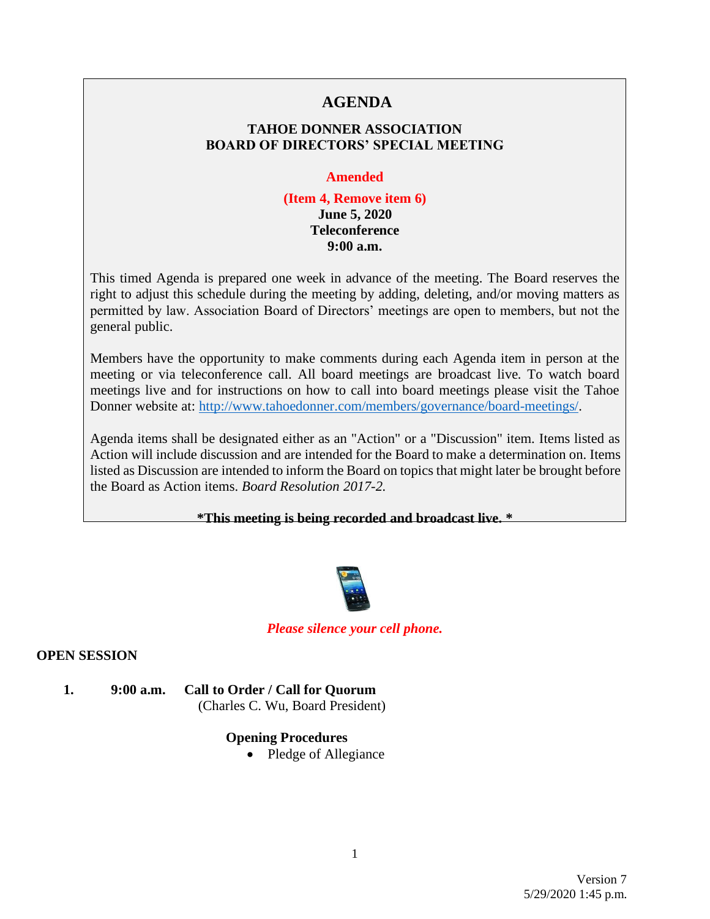# AGENDA

## TAHOE DONNER ASSOCIATION
## BOARD OF DIRECTORS' SPECIAL MEETING

**Amended**

**(Item 4, Remove item 6)**
**June 5, 2020**
**Teleconference**
**9:00 a.m.**

This timed Agenda is prepared one week in advance of the meeting. The Board reserves the right to adjust this schedule during the meeting by adding, deleting, and/or moving matters as permitted by law. Association Board of Directors' meetings are open to members, but not the general public.

Members have the opportunity to make comments during each Agenda item in person at the meeting or via teleconference call. All board meetings are broadcast live. To watch board meetings live and for instructions on how to call into board meetings please visit the Tahoe Donner website at: http://www.tahoedonner.com/members/governance/board-meetings/.

Agenda items shall be designated either as an "Action" or a "Discussion" item. Items listed as Action will include discussion and are intended for the Board to make a determination on. Items listed as Discussion are intended to inform the Board on topics that might later be brought before the Board as Action items. *Board Resolution 2017-2.*

**\*This meeting is being recorded and broadcast live. \***

*Please silence your cell phone.*

**OPEN SESSION**

1. **9:00 a.m. Call to Order / Call for Quorum**
   (Charles C. Wu, Board President)

   **Opening Procedures**
   - Pledge of Allegiance

Version 7
5/29/2020 1:45 p.m.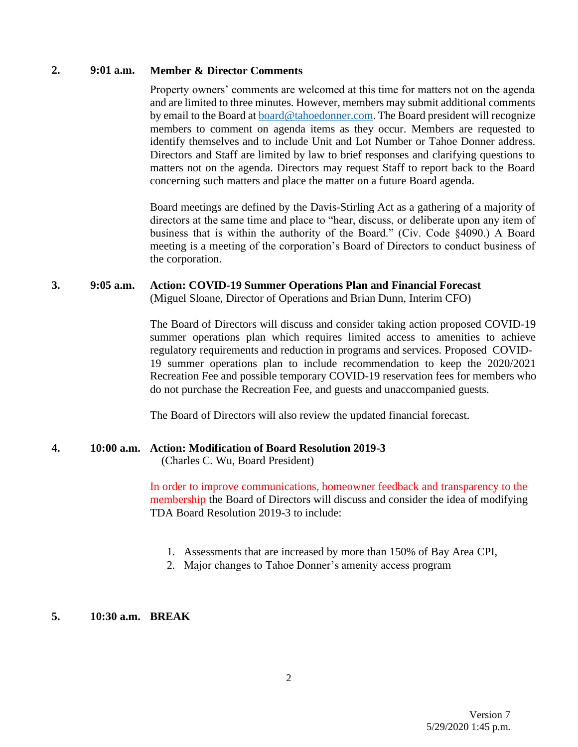**2. 9:01 a.m. Member & Director Comments**

Property owners' comments are welcomed at this time for matters not on the agenda and are limited to three minutes. However, members may submit additional comments by email to the Board at board@tahoedonner.com. The Board president will recognize members to comment on agenda items as they occur. Members are requested to identify themselves and to include Unit and Lot Number or Tahoe Donner address. Directors and Staff are limited by law to brief responses and clarifying questions to matters not on the agenda. Directors may request Staff to report back to the Board concerning such matters and place the matter on a future Board agenda.

Board meetings are defined by the Davis-Stirling Act as a gathering of a majority of directors at the same time and place to "hear, discuss, or deliberate upon any item of business that is within the authority of the Board." (Civ. Code §4090.) A Board meeting is a meeting of the corporation's Board of Directors to conduct business of the corporation.

**3. 9:05 a.m. Action: COVID-19 Summer Operations Plan and Financial Forecast**
(Miguel Sloane, Director of Operations and Brian Dunn, Interim CFO)

The Board of Directors will discuss and consider taking action proposed COVID-19 summer operations plan which requires limited access to amenities to achieve regulatory requirements and reduction in programs and services. Proposed COVID-19 summer operations plan to include recommendation to keep the 2020/2021 Recreation Fee and possible temporary COVID-19 reservation fees for members who do not purchase the Recreation Fee, and guests and unaccompanied guests.

The Board of Directors will also review the updated financial forecast.

**4. 10:00 a.m. Action: Modification of Board Resolution 2019-3**
(Charles C. Wu, Board President)

In order to improve communications, homeowner feedback and transparency to the membership the Board of Directors will discuss and consider the idea of modifying TDA Board Resolution 2019-3 to include:

1. Assessments that are increased by more than 150% of Bay Area CPI,
2. Major changes to Tahoe Donner's amenity access program

**5. 10:30 a.m. BREAK**

Version 7
5/29/2020 1:45 p.m.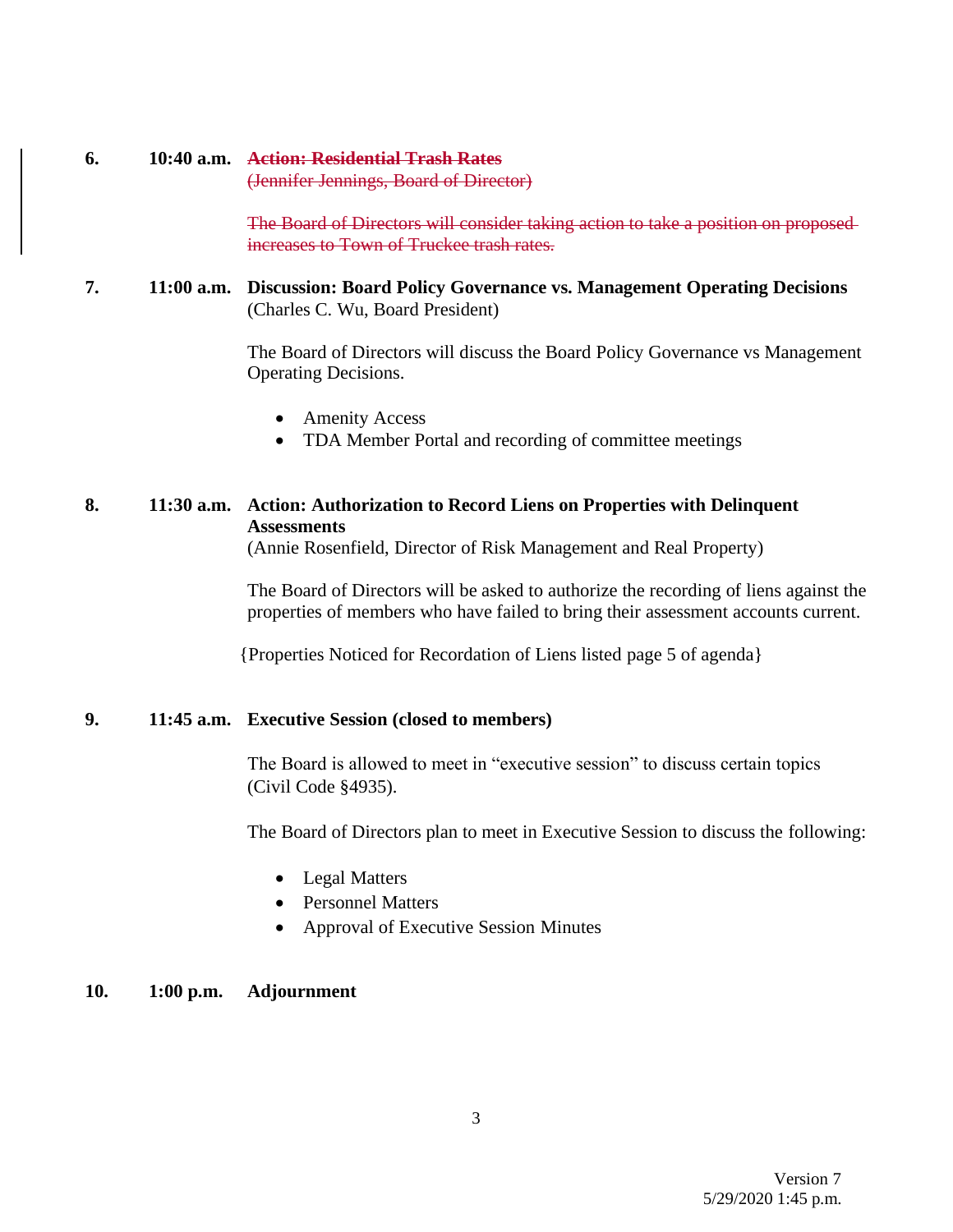**6.** **10:40 a.m.** ~~**Action: Residential Trash Rates**~~
~~(Jennifer Jennings, Board of Director)~~

~~The Board of Directors will consider taking action to take a position on proposed increases to Town of Truckee trash rates.~~

**7.** **11:00 a.m.** **Discussion: Board Policy Governance vs. Management Operating Decisions**
(Charles C. Wu, Board President)

The Board of Directors will discuss the Board Policy Governance vs Management Operating Decisions.

- Amenity Access
- TDA Member Portal and recording of committee meetings

**8.** **11:30 a.m.** **Action: Authorization to Record Liens on Properties with Delinquent Assessments**
(Annie Rosenfield, Director of Risk Management and Real Property)

The Board of Directors will be asked to authorize the recording of liens against the properties of members who have failed to bring their assessment accounts current.

{Properties Noticed for Recordation of Liens listed page 5 of agenda}

**9.** **11:45 a.m.** **Executive Session (closed to members)**

The Board is allowed to meet in "executive session" to discuss certain topics (Civil Code §4935).

The Board of Directors plan to meet in Executive Session to discuss the following:

- Legal Matters
- Personnel Matters
- Approval of Executive Session Minutes

**10.** **1:00 p.m.** **Adjournment**

Version 7
5/29/2020 1:45 p.m.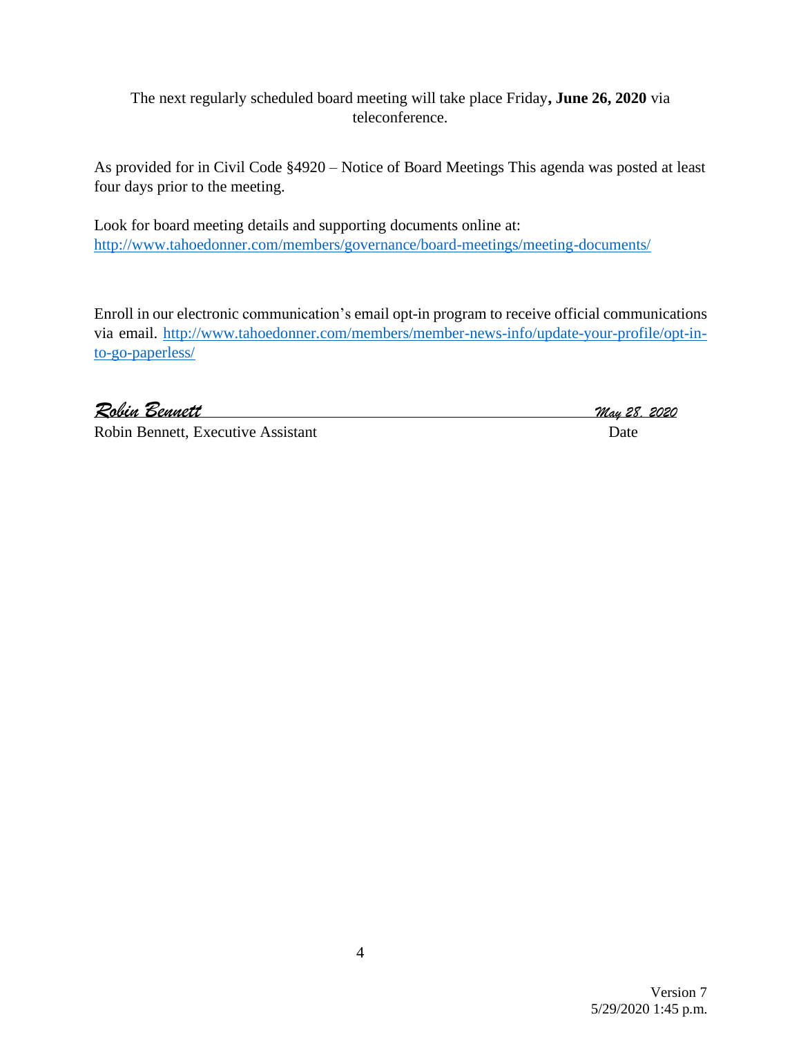The next regularly scheduled board meeting will take place Friday**, June 26, 2020** via teleconference.

As provided for in Civil Code §4920 – Notice of Board Meetings This agenda was posted at least four days prior to the meeting.

Look for board meeting details and supporting documents online at:
http://www.tahoedonner.com/members/governance/board-meetings/meeting-documents/

Enroll in our electronic communication's email opt-in program to receive official communications via email. http://www.tahoedonner.com/members/member-news-info/update-your-profile/opt-in-to-go-paperless/

*Robin Bennett* &nbsp;&nbsp;&nbsp;&nbsp;&nbsp;&nbsp;&nbsp;&nbsp;&nbsp;&nbsp;&nbsp;&nbsp;&nbsp;&nbsp;&nbsp;&nbsp;&nbsp;&nbsp;&nbsp;&nbsp; *May 28, 2020*

Robin Bennett, Executive Assistant &nbsp;&nbsp;&nbsp;&nbsp;&nbsp;&nbsp;&nbsp;&nbsp;&nbsp;&nbsp; Date

Version 7
5/29/2020 1:45 p.m.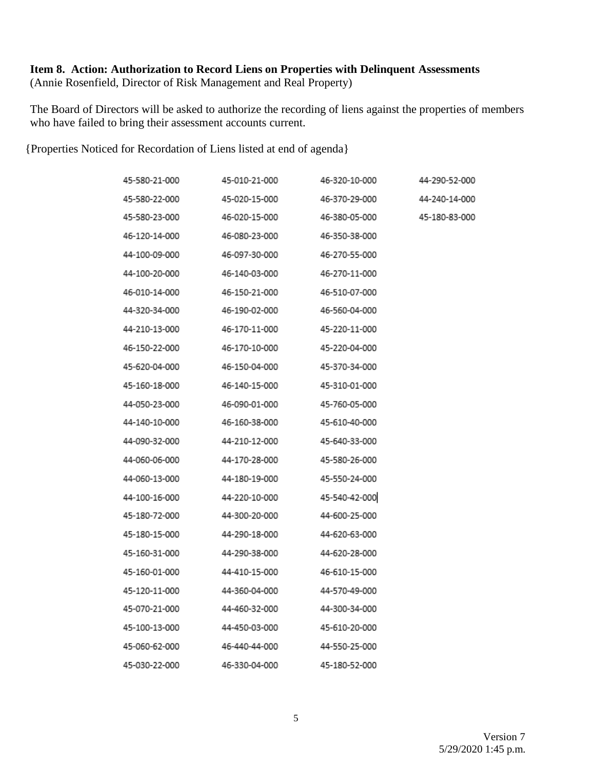**Item 8. Action: Authorization to Record Liens on Properties with Delinquent Assessments**
(Annie Rosenfield, Director of Risk Management and Real Property)

The Board of Directors will be asked to authorize the recording of liens against the properties of members who have failed to bring their assessment accounts current.

{Properties Noticed for Recordation of Liens listed at end of agenda}

| | | | |
|---|---|---|---|
| 45-580-21-000 | 45-010-21-000 | 46-320-10-000 | 44-290-52-000 |
| 45-580-22-000 | 45-020-15-000 | 46-370-29-000 | 44-240-14-000 |
| 45-580-23-000 | 46-020-15-000 | 46-380-05-000 | 45-180-83-000 |
| 46-120-14-000 | 46-080-23-000 | 46-350-38-000 | |
| 44-100-09-000 | 46-097-30-000 | 46-270-55-000 | |
| 44-100-20-000 | 46-140-03-000 | 46-270-11-000 | |
| 46-010-14-000 | 46-150-21-000 | 46-510-07-000 | |
| 44-320-34-000 | 46-190-02-000 | 46-560-04-000 | |
| 44-210-13-000 | 46-170-11-000 | 45-220-11-000 | |
| 46-150-22-000 | 46-170-10-000 | 45-220-04-000 | |
| 45-620-04-000 | 46-150-04-000 | 45-370-34-000 | |
| 45-160-18-000 | 46-140-15-000 | 45-310-01-000 | |
| 44-050-23-000 | 46-090-01-000 | 45-760-05-000 | |
| 44-140-10-000 | 46-160-38-000 | 45-610-40-000 | |
| 44-090-32-000 | 44-210-12-000 | 45-640-33-000 | |
| 44-060-06-000 | 44-170-28-000 | 45-580-26-000 | |
| 44-060-13-000 | 44-180-19-000 | 45-550-24-000 | |
| 44-100-16-000 | 44-220-10-000 | 45-540-42-000 | |
| 45-180-72-000 | 44-300-20-000 | 44-600-25-000 | |
| 45-180-15-000 | 44-290-18-000 | 44-620-63-000 | |
| 45-160-31-000 | 44-290-38-000 | 44-620-28-000 | |
| 45-160-01-000 | 44-410-15-000 | 46-610-15-000 | |
| 45-120-11-000 | 44-360-04-000 | 44-570-49-000 | |
| 45-070-21-000 | 44-460-32-000 | 44-300-34-000 | |
| 45-100-13-000 | 44-450-03-000 | 45-610-20-000 | |
| 45-060-62-000 | 46-440-44-000 | 44-550-25-000 | |
| 45-030-22-000 | 46-330-04-000 | 45-180-52-000 | |

Version 7
5/29/2020 1:45 p.m.